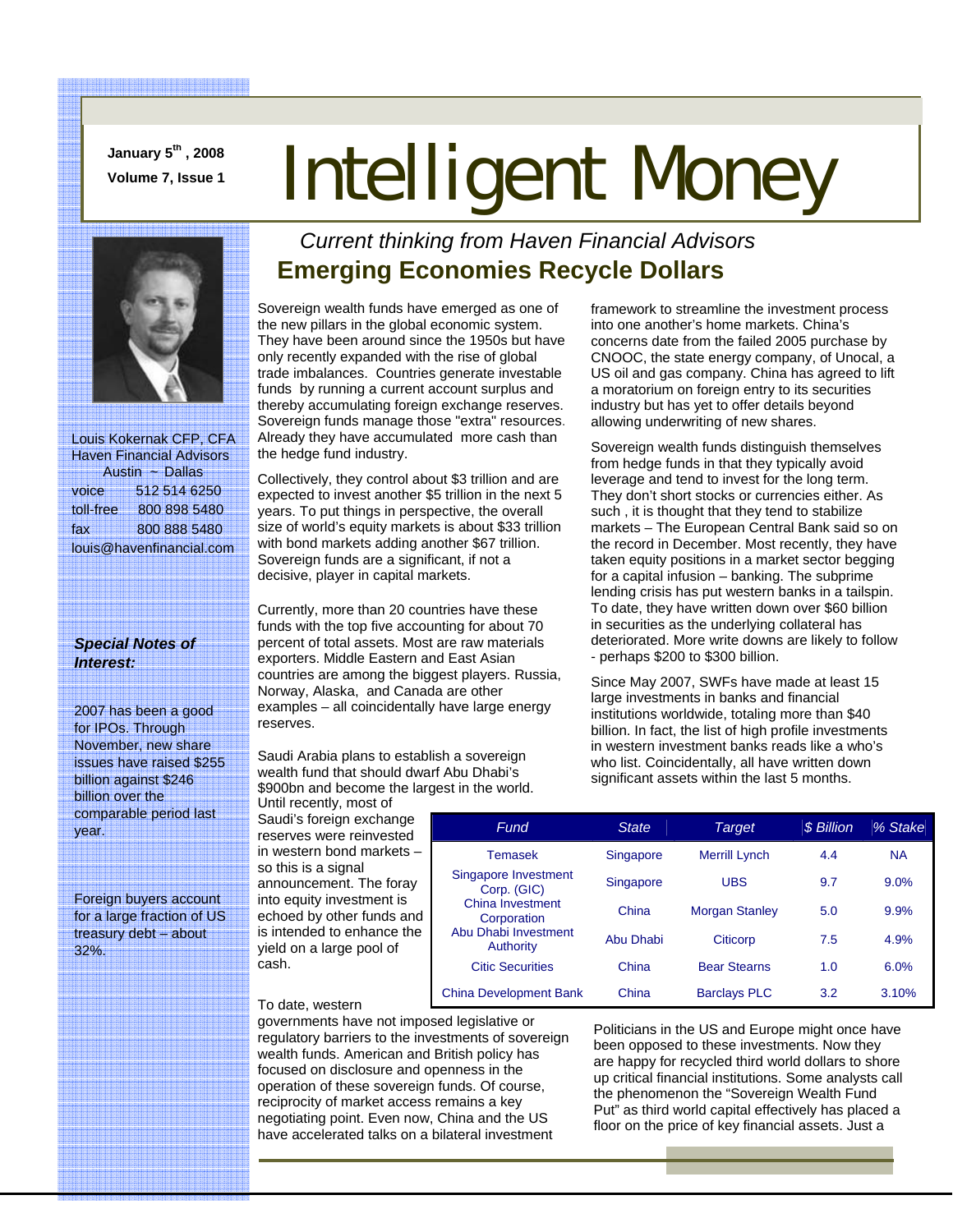January 5th, 2008
Volume 7, Issue 1

# Intelligent Money

*Current thinking from Haven Financial Advisors*

## Emerging Economies Recycle Dollars

Louis Kokernak CFP, CFA
Haven Financial Advisors
Austin ~ Dallas
voice 512 514 6250
toll-free 800 898 5480
fax 800 888 5480
louis@havenfinancial.com

***Special Notes of Interest:***

2007 has been a good for IPOs. Through November, new share issues have raised $255 billion against $246 billion over the comparable period last year.

Foreign buyers account for a large fraction of US treasury debt – about 32%.

Sovereign wealth funds have emerged as one of the new pillars in the global economic system. They have been around since the 1950s but have only recently expanded with the rise of global trade imbalances. Countries generate investable funds by running a current account surplus and thereby accumulating foreign exchange reserves. Sovereign funds manage those "extra" resources. Already they have accumulated more cash than the hedge fund industry.

Collectively, they control about $3 trillion and are expected to invest another $5 trillion in the next 5 years. To put things in perspective, the overall size of world's equity markets is about $33 trillion with bond markets adding another $67 trillion. Sovereign funds are a significant, if not a decisive, player in capital markets.

Currently, more than 20 countries have these funds with the top five accounting for about 70 percent of total assets. Most are raw materials exporters. Middle Eastern and East Asian countries are among the biggest players. Russia, Norway, Alaska, and Canada are other examples – all coincidentally have large energy reserves.

Saudi Arabia plans to establish a sovereign wealth fund that should dwarf Abu Dhabi's $900bn and become the largest in the world. Until recently, most of Saudi's foreign exchange reserves were reinvested in western bond markets – so this is a signal announcement. The foray into equity investment is echoed by other funds and is intended to enhance the yield on a large pool of cash.

To date, western governments have not imposed legislative or regulatory barriers to the investments of sovereign wealth funds. American and British policy has focused on disclosure and openness in the operation of these sovereign funds. Of course, reciprocity of market access remains a key negotiating point. Even now, China and the US have accelerated talks on a bilateral investment framework to streamline the investment process into one another's home markets. China's concerns date from the failed 2005 purchase by CNOOC, the state energy company, of Unocal, a US oil and gas company. China has agreed to lift a moratorium on foreign entry to its securities industry but has yet to offer details beyond allowing underwriting of new shares.

Sovereign wealth funds distinguish themselves from hedge funds in that they typically avoid leverage and tend to invest for the long term. They don't short stocks or currencies either. As such, it is thought that they tend to stabilize markets – The European Central Bank said so on the record in December. Most recently, they have taken equity positions in a market sector begging for a capital infusion – banking. The subprime lending crisis has put western banks in a tailspin. To date, they have written down over $60 billion in securities as the underlying collateral has deteriorated. More write downs are likely to follow - perhaps $200 to $300 billion.

Since May 2007, SWFs have made at least 15 large investments in banks and financial institutions worldwide, totaling more than $40 billion. In fact, the list of high profile investments in western investment banks reads like a who's who list. Coincidentally, all have written down significant assets within the last 5 months.

| Fund | State | Target | $ Billion | % Stake |
|---|---|---|---|---|
| Temasek | Singapore | Merrill Lynch | 4.4 | NA |
| Singapore Investment Corp. (GIC) | Singapore | UBS | 9.7 | 9.0% |
| China Investment Corporation | China | Morgan Stanley | 5.0 | 9.9% |
| Abu Dhabi Investment Authority | Abu Dhabi | Citicorp | 7.5 | 4.9% |
| Citic Securities | China | Bear Stearns | 1.0 | 6.0% |
| China Development Bank | China | Barclays PLC | 3.2 | 3.10% |

Politicians in the US and Europe might once have been opposed to these investments. Now they are happy for recycled third world dollars to shore up critical financial institutions. Some analysts call the phenomenon the "Sovereign Wealth Fund Put" as third world capital effectively has placed a floor on the price of key financial assets. Just a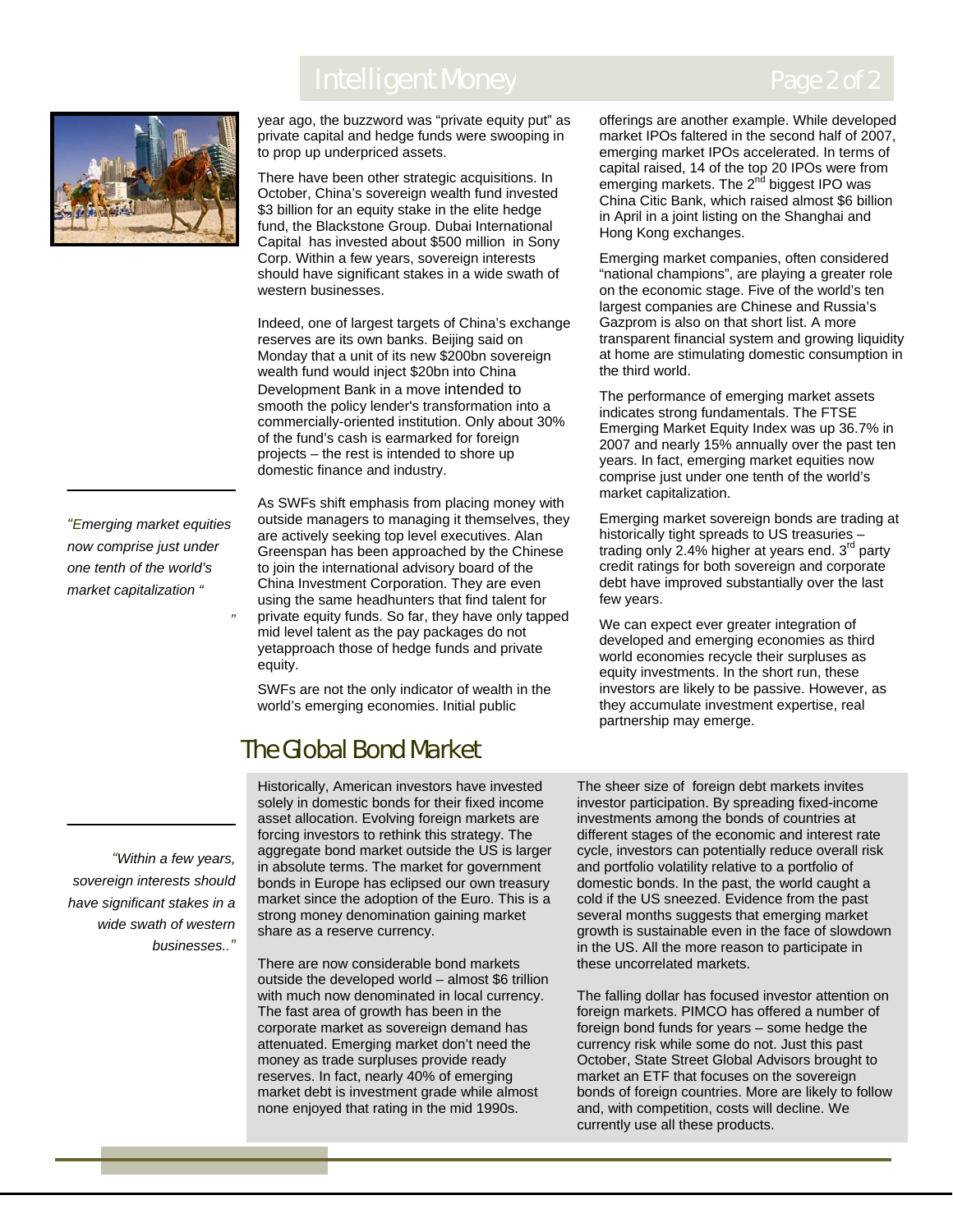year ago, the buzzword was "private equity put" as private capital and hedge funds were swooping in to prop up underpriced assets.

There have been other strategic acquisitions. In October, China's sovereign wealth fund invested $3 billion for an equity stake in the elite hedge fund, the Blackstone Group. Dubai International Capital has invested about $500 million in Sony Corp. Within a few years, sovereign interests should have significant stakes in a wide swath of western businesses.

Indeed, one of largest targets of China's exchange reserves are its own banks. Beijing said on Monday that a unit of its new $200bn sovereign wealth fund would inject $20bn into China Development Bank in a move intended to smooth the policy lender's transformation into a commercially-oriented institution. Only about 30% of the fund's cash is earmarked for foreign projects – the rest is intended to shore up domestic finance and industry.

*"Emerging market equities now comprise just under one tenth of the world's market capitalization "*

As SWFs shift emphasis from placing money with outside managers to managing it themselves, they are actively seeking top level executives. Alan Greenspan has been approached by the Chinese to join the international advisory board of the China Investment Corporation. They are even using the same headhunters that find talent for private equity funds. So far, they have only tapped mid level talent as the pay packages do not yetapproach those of hedge funds and private equity.

SWFs are not the only indicator of wealth in the world's emerging economies. Initial public offerings are another example. While developed market IPOs faltered in the second half of 2007, emerging market IPOs accelerated. In terms of capital raised, 14 of the top 20 IPOs were from emerging markets. The 2nd biggest IPO was China Citic Bank, which raised almost $6 billion in April in a joint listing on the Shanghai and Hong Kong exchanges.

Emerging market companies, often considered "national champions", are playing a greater role on the economic stage. Five of the world's ten largest companies are Chinese and Russia's Gazprom is also on that short list. A more transparent financial system and growing liquidity at home are stimulating domestic consumption in the third world.

The performance of emerging market assets indicates strong fundamentals. The FTSE Emerging Market Equity Index was up 36.7% in 2007 and nearly 15% annually over the past ten years. In fact, emerging market equities now comprise just under one tenth of the world's market capitalization.

Emerging market sovereign bonds are trading at historically tight spreads to US treasuries – trading only 2.4% higher at years end. 3rd party credit ratings for both sovereign and corporate debt have improved substantially over the last few years.

We can expect ever greater integration of developed and emerging economies as third world economies recycle their surpluses as equity investments. In the short run, these investors are likely to be passive. However, as they accumulate investment expertise, real partnership may emerge.

## The Global Bond Market

*"Within a few years, sovereign interests should have significant stakes in a wide swath of western businesses.."*

Historically, American investors have invested solely in domestic bonds for their fixed income asset allocation. Evolving foreign markets are forcing investors to rethink this strategy. The aggregate bond market outside the US is larger in absolute terms. The market for government bonds in Europe has eclipsed our own treasury market since the adoption of the Euro. This is a strong money denomination gaining market share as a reserve currency.

There are now considerable bond markets outside the developed world – almost $6 trillion with much now denominated in local currency. The fast area of growth has been in the corporate market as sovereign demand has attenuated. Emerging market don't need the money as trade surpluses provide ready reserves. In fact, nearly 40% of emerging market debt is investment grade while almost none enjoyed that rating in the mid 1990s.

The sheer size of foreign debt markets invites investor participation. By spreading fixed-income investments among the bonds of countries at different stages of the economic and interest rate cycle, investors can potentially reduce overall risk and portfolio volatility relative to a portfolio of domestic bonds. In the past, the world caught a cold if the US sneezed. Evidence from the past several months suggests that emerging market growth is sustainable even in the face of slowdown in the US. All the more reason to participate in these uncorrelated markets.

The falling dollar has focused investor attention on foreign markets. PIMCO has offered a number of foreign bond funds for years – some hedge the currency risk while some do not. Just this past October, State Street Global Advisors brought to market an ETF that focuses on the sovereign bonds of foreign countries. More are likely to follow and, with competition, costs will decline. We currently use all these products.